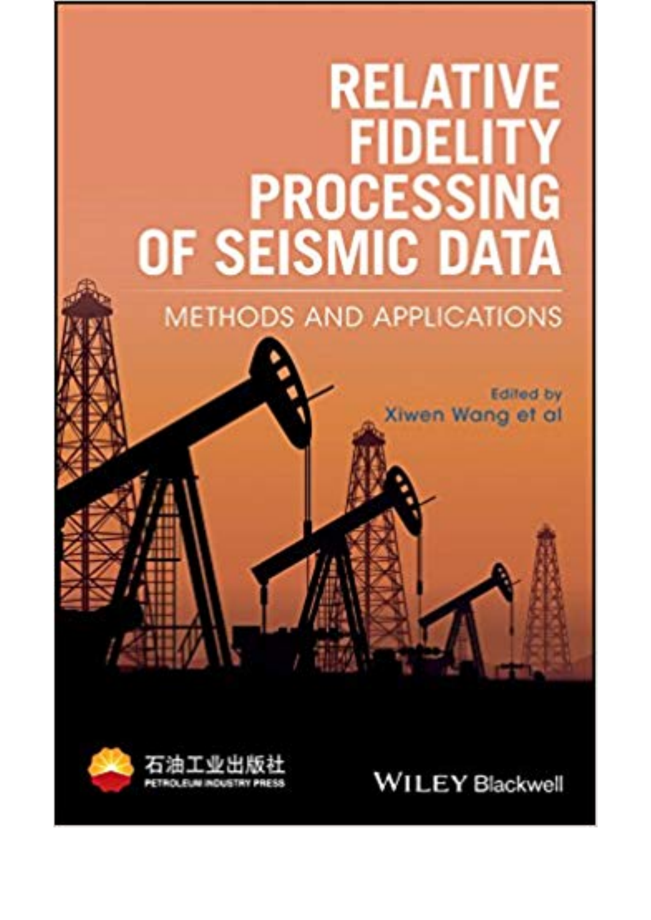# RELATIVE FIDELITY PROCESSING OF SEISMIC DATA

## METHODS AND APPLICATIONS

Edited by

Xiwen Wang et al

石油工业出版社

PETROLEUM INDUSTRY PRESS

WILEY Blackwell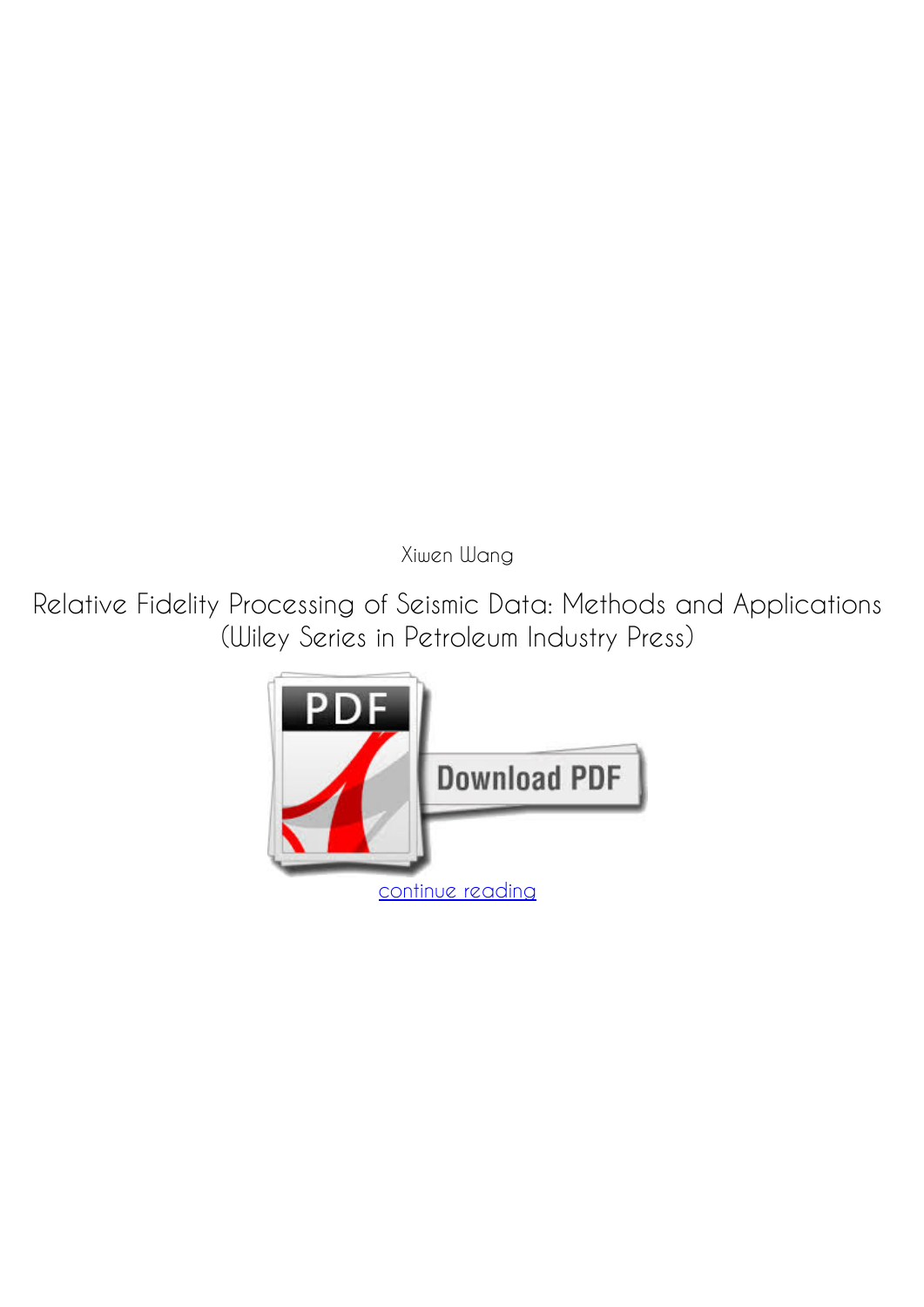Xiwen Wang

Relative Fidelity Processing of Seismic Data: Methods and Applications (Wiley Series in Petroleum Industry Press)

continue reading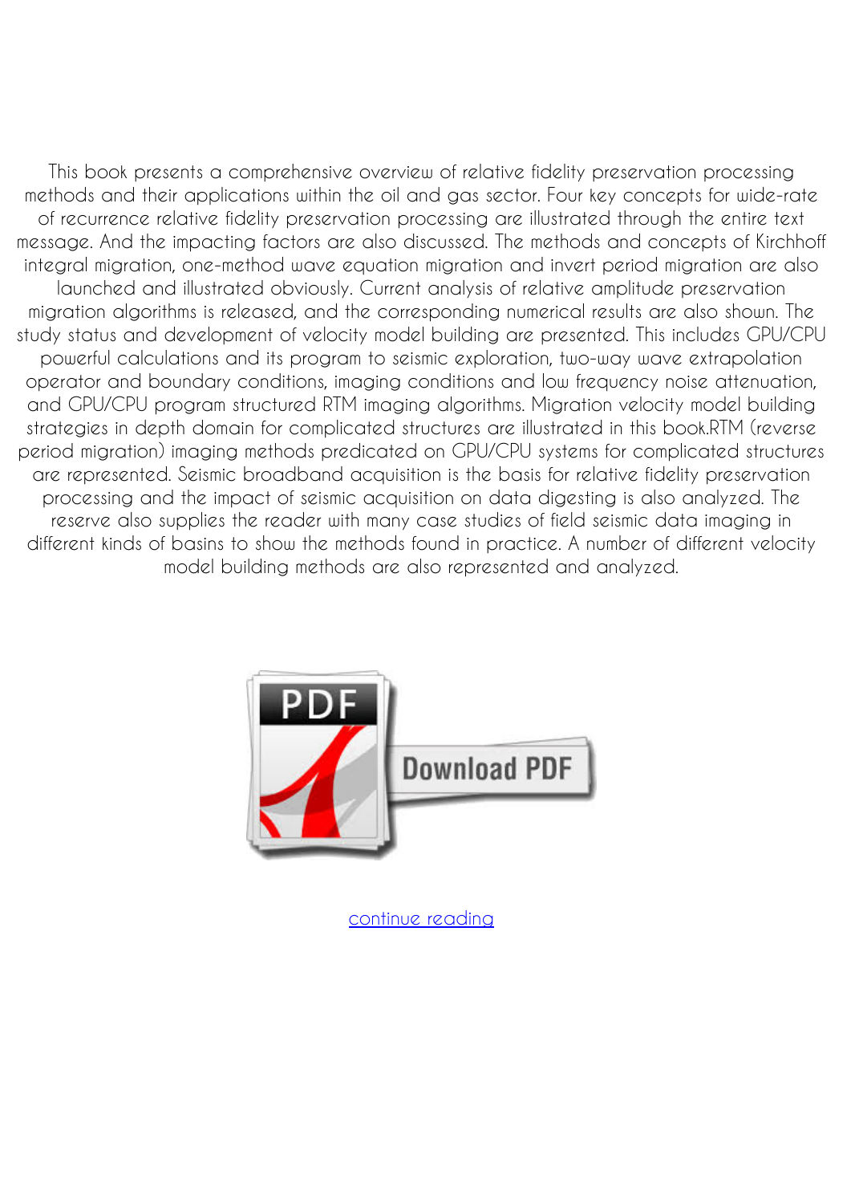This book presents a comprehensive overview of relative fidelity preservation processing methods and their applications within the oil and gas sector. Four key concepts for wide-rate of recurrence relative fidelity preservation processing are illustrated through the entire text message. And the impacting factors are also discussed. The methods and concepts of Kirchhoff integral migration, one-method wave equation migration and invert period migration are also launched and illustrated obviously. Current analysis of relative amplitude preservation migration algorithms is released, and the corresponding numerical results are also shown. The study status and development of velocity model building are presented. This includes GPU/CPU powerful calculations and its program to seismic exploration, two-way wave extrapolation operator and boundary conditions, imaging conditions and low frequency noise attenuation, and GPU/CPU program structured RTM imaging algorithms. Migration velocity model building strategies in depth domain for complicated structures are illustrated in this book.RTM (reverse period migration) imaging methods predicated on GPU/CPU systems for complicated structures are represented. Seismic broadband acquisition is the basis for relative fidelity preservation processing and the impact of seismic acquisition on data digesting is also analyzed. The reserve also supplies the reader with many case studies of field seismic data imaging in different kinds of basins to show the methods found in practice. A number of different velocity model building methods are also represented and analyzed.

Download PDF

continue reading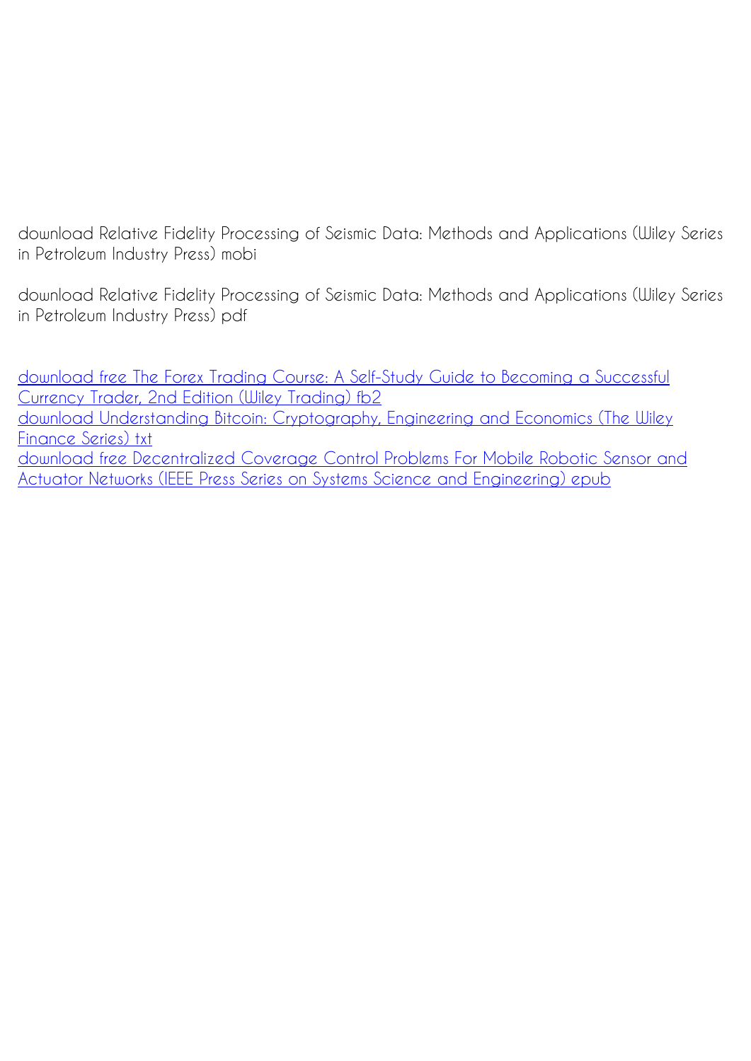download Relative Fidelity Processing of Seismic Data: Methods and Applications (Wiley Series in Petroleum Industry Press) mobi

download Relative Fidelity Processing of Seismic Data: Methods and Applications (Wiley Series in Petroleum Industry Press) pdf

download free The Forex Trading Course: A Self-Study Guide to Becoming a Successful Currency Trader, 2nd Edition (Wiley Trading) fb2
download Understanding Bitcoin: Cryptography, Engineering and Economics (The Wiley Finance Series) txt
download free Decentralized Coverage Control Problems For Mobile Robotic Sensor and Actuator Networks (IEEE Press Series on Systems Science and Engineering) epub